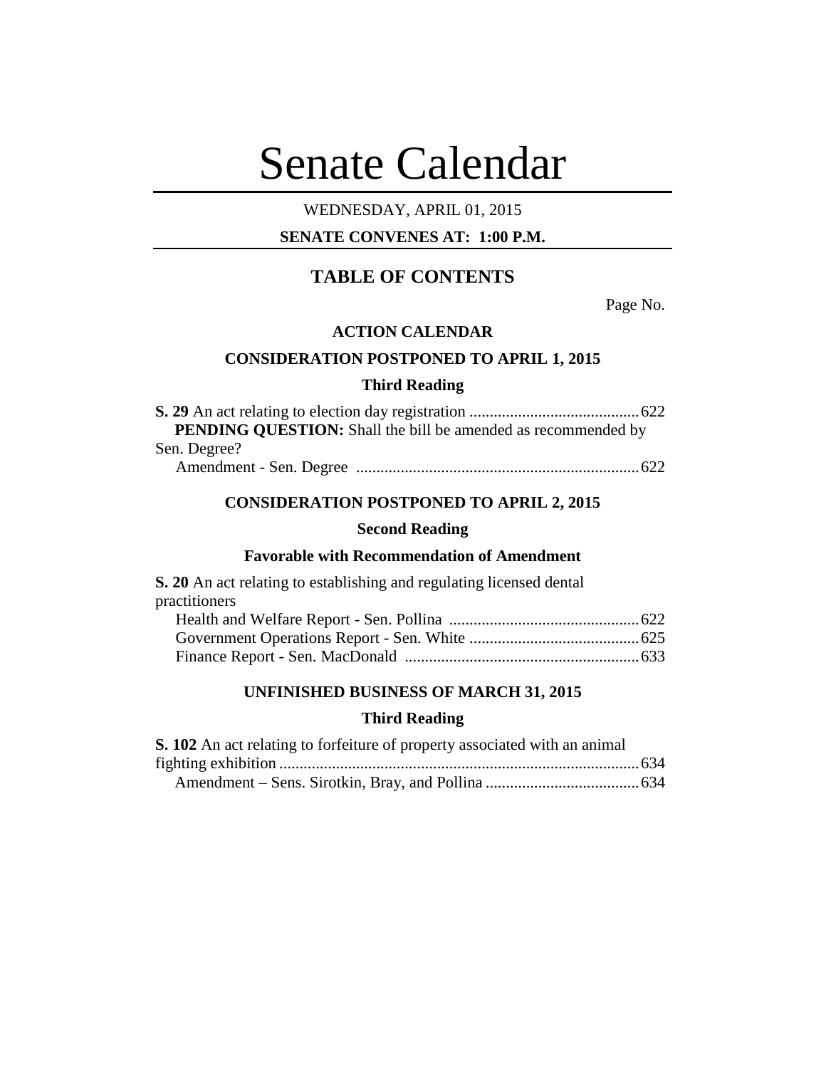# Senate Calendar

WEDNESDAY, APRIL 01, 2015

**SENATE CONVENES AT: 1:00 P.M.**

## TABLE OF CONTENTS

Page No.

### ACTION CALENDAR

### CONSIDERATION POSTPONED TO APRIL 1, 2015

#### Third Reading

**S. 29** An act relating to election day registration .......................................... 622

**PENDING QUESTION:** Shall the bill be amended as recommended by Sen. Degree?

Amendment - Sen. Degree ...................................................................... 622

### CONSIDERATION POSTPONED TO APRIL 2, 2015

#### Second Reading

#### Favorable with Recommendation of Amendment

**S. 20** An act relating to establishing and regulating licensed dental practitioners

Health and Welfare Report - Sen. Pollina ............................................... 622

Government Operations Report - Sen. White .......................................... 625

Finance Report - Sen. MacDonald .......................................................... 633

### UNFINISHED BUSINESS OF MARCH 31, 2015

#### Third Reading

**S. 102** An act relating to forfeiture of property associated with an animal fighting exhibition .......................................................................................... 634

Amendment – Sens. Sirotkin, Bray, and Pollina ...................................... 634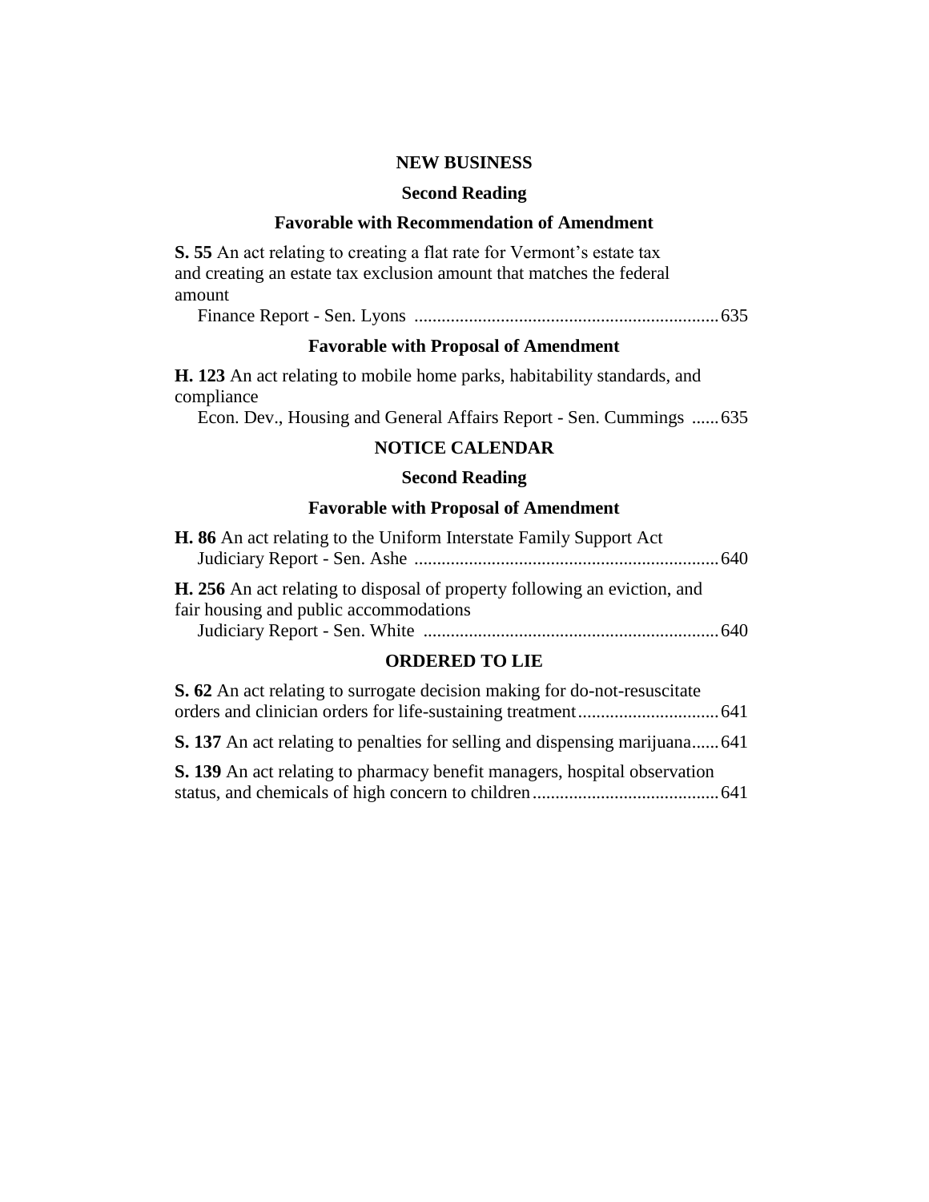## NEW BUSINESS

### Second Reading

### Favorable with Recommendation of Amendment

**S. 55** An act relating to creating a flat rate for Vermont's estate tax and creating an estate tax exclusion amount that matches the federal amount

Finance Report - Sen. Lyons .................................................................. 635

### Favorable with Proposal of Amendment

**H. 123** An act relating to mobile home parks, habitability standards, and compliance

Econ. Dev., Housing and General Affairs Report - Sen. Cummings ...... 635

## NOTICE CALENDAR

### Second Reading

### Favorable with Proposal of Amendment

**H. 86** An act relating to the Uniform Interstate Family Support Act

Judiciary Report - Sen. Ashe .................................................................. 640

**H. 256** An act relating to disposal of property following an eviction, and fair housing and public accommodations

Judiciary Report - Sen. White ................................................................. 640

## ORDERED TO LIE

**S. 62** An act relating to surrogate decision making for do-not-resuscitate orders and clinician orders for life-sustaining treatment............................... 641

**S. 137** An act relating to penalties for selling and dispensing marijuana...... 641

**S. 139** An act relating to pharmacy benefit managers, hospital observation status, and chemicals of high concern to children......................................... 641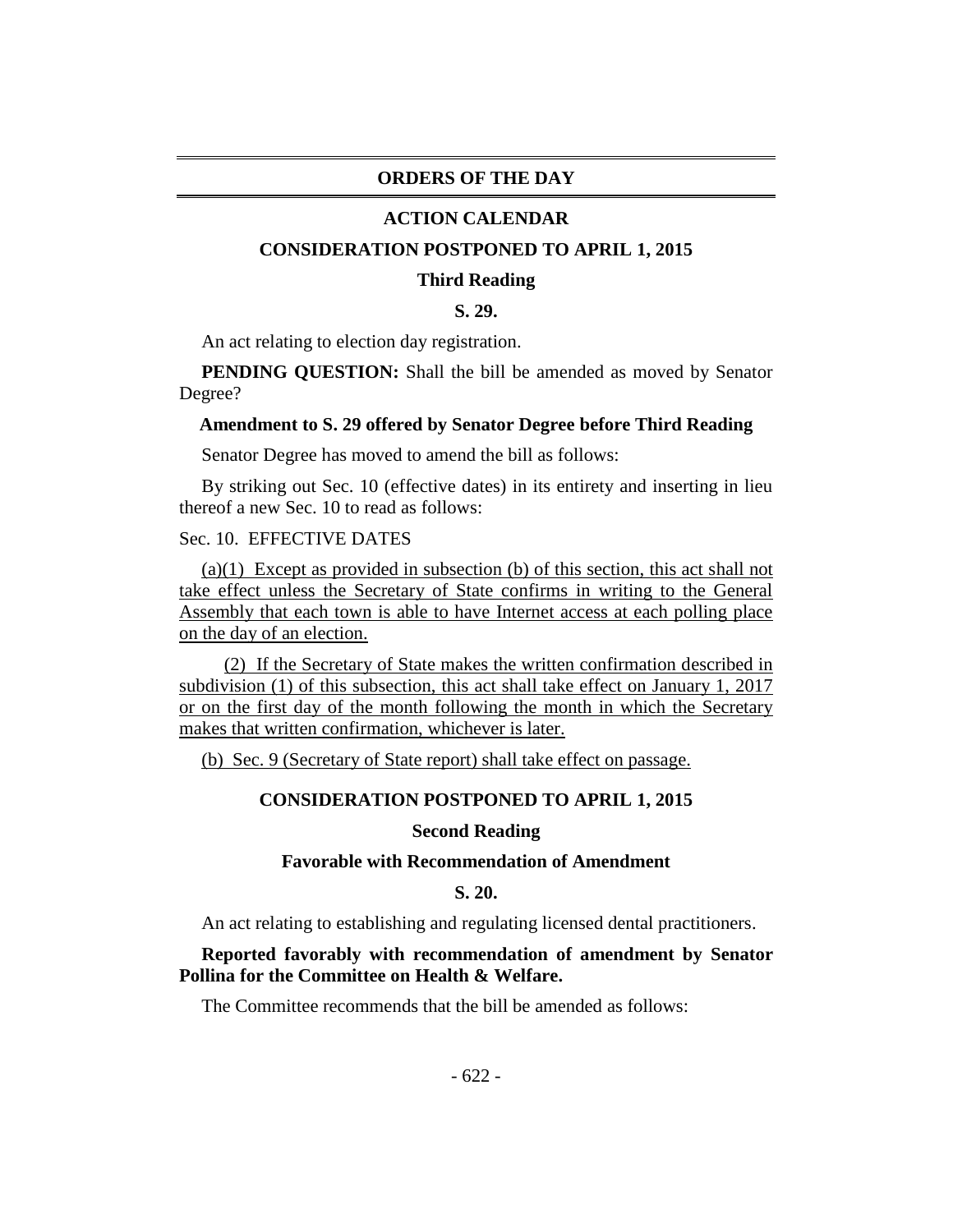## ORDERS OF THE DAY

### ACTION CALENDAR

### CONSIDERATION POSTPONED TO APRIL 1, 2015

#### Third Reading

**S. 29.**

An act relating to election day registration.

**PENDING QUESTION:** Shall the bill be amended as moved by Senator Degree?

**Amendment to S. 29 offered by Senator Degree before Third Reading**

Senator Degree has moved to amend the bill as follows:

By striking out Sec. 10 (effective dates) in its entirety and inserting in lieu thereof a new Sec. 10 to read as follows:

Sec. 10. EFFECTIVE DATES

(a)(1) Except as provided in subsection (b) of this section, this act shall not take effect unless the Secretary of State confirms in writing to the General Assembly that each town is able to have Internet access at each polling place on the day of an election.

(2) If the Secretary of State makes the written confirmation described in subdivision (1) of this subsection, this act shall take effect on January 1, 2017 or on the first day of the month following the month in which the Secretary makes that written confirmation, whichever is later.

(b) Sec. 9 (Secretary of State report) shall take effect on passage.

### CONSIDERATION POSTPONED TO APRIL 1, 2015

#### Second Reading

#### Favorable with Recommendation of Amendment

**S. 20.**

An act relating to establishing and regulating licensed dental practitioners.

**Reported favorably with recommendation of amendment by Senator Pollina for the Committee on Health & Welfare.**

The Committee recommends that the bill be amended as follows: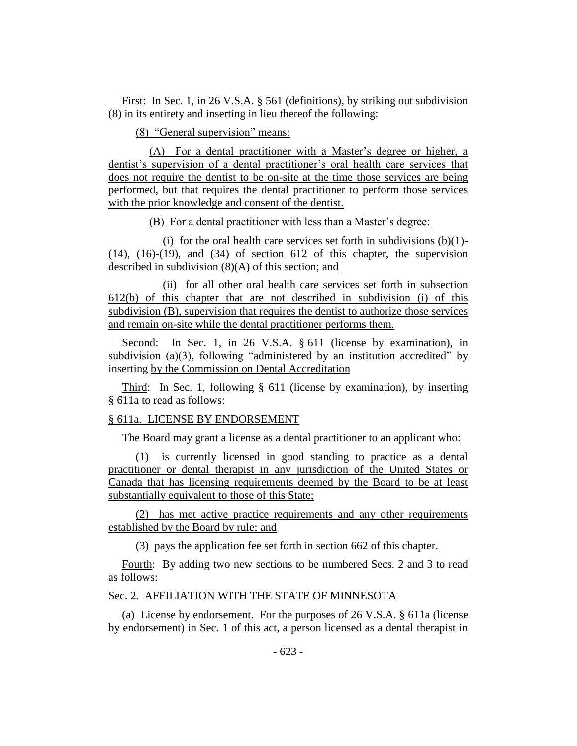First: In Sec. 1, in 26 V.S.A. § 561 (definitions), by striking out subdivision (8) in its entirety and inserting in lieu thereof the following:

(8) "General supervision" means:

(A) For a dental practitioner with a Master's degree or higher, a dentist's supervision of a dental practitioner's oral health care services that does not require the dentist to be on-site at the time those services are being performed, but that requires the dental practitioner to perform those services with the prior knowledge and consent of the dentist.

(B) For a dental practitioner with less than a Master's degree:

(i) for the oral health care services set forth in subdivisions (b)(1)-(14), (16)-(19), and (34) of section 612 of this chapter, the supervision described in subdivision (8)(A) of this section; and

(ii) for all other oral health care services set forth in subsection 612(b) of this chapter that are not described in subdivision (i) of this subdivision (B), supervision that requires the dentist to authorize those services and remain on-site while the dental practitioner performs them.

Second: In Sec. 1, in 26 V.S.A. § 611 (license by examination), in subdivision (a)(3), following "administered by an institution accredited" by inserting by the Commission on Dental Accreditation

Third: In Sec. 1, following § 611 (license by examination), by inserting § 611a to read as follows:

§ 611a. LICENSE BY ENDORSEMENT

The Board may grant a license as a dental practitioner to an applicant who:

(1) is currently licensed in good standing to practice as a dental practitioner or dental therapist in any jurisdiction of the United States or Canada that has licensing requirements deemed by the Board to be at least substantially equivalent to those of this State;

(2) has met active practice requirements and any other requirements established by the Board by rule; and

(3) pays the application fee set forth in section 662 of this chapter.

Fourth: By adding two new sections to be numbered Secs. 2 and 3 to read as follows:

Sec. 2. AFFILIATION WITH THE STATE OF MINNESOTA

(a) License by endorsement. For the purposes of 26 V.S.A. § 611a (license by endorsement) in Sec. 1 of this act, a person licensed as a dental therapist in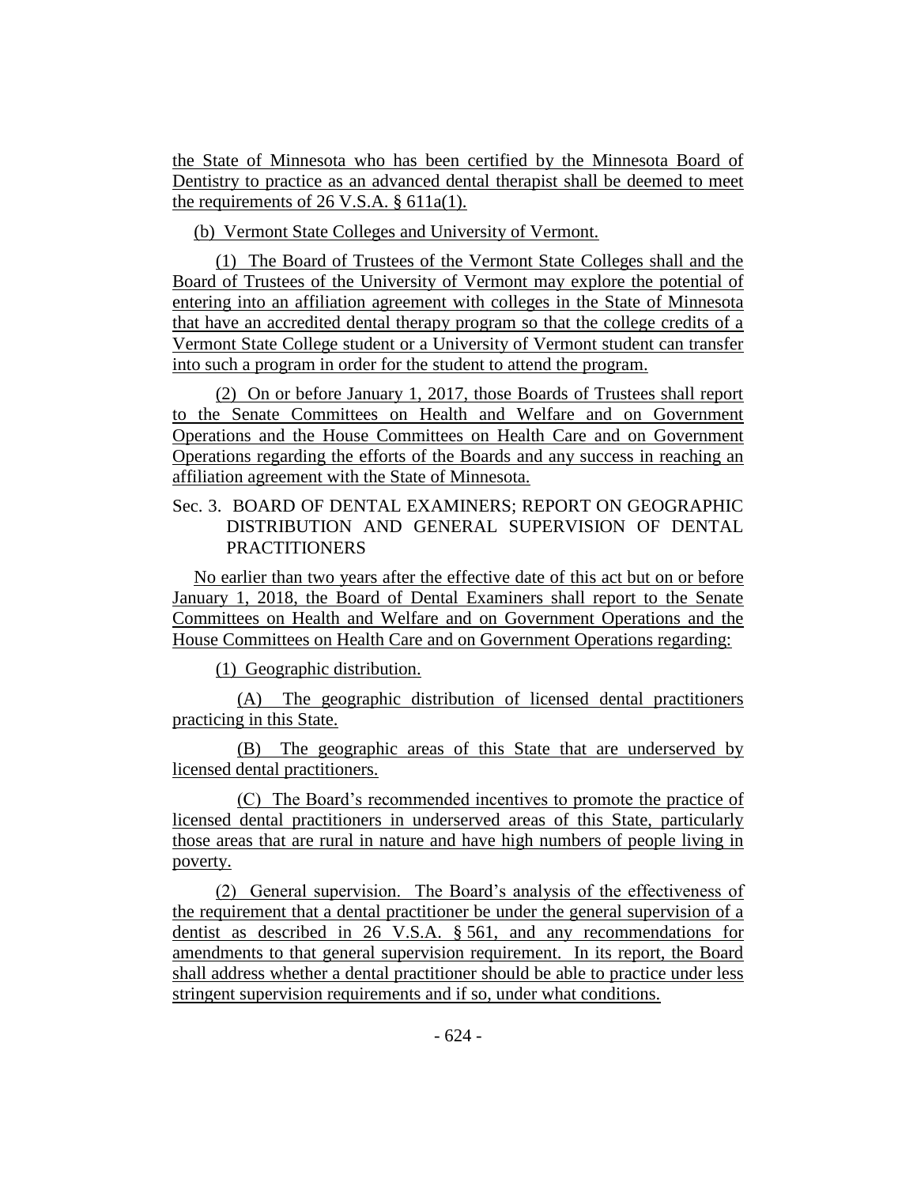the State of Minnesota who has been certified by the Minnesota Board of Dentistry to practice as an advanced dental therapist shall be deemed to meet the requirements of 26 V.S.A. § 611a(1).

(b) Vermont State Colleges and University of Vermont.

(1) The Board of Trustees of the Vermont State Colleges shall and the Board of Trustees of the University of Vermont may explore the potential of entering into an affiliation agreement with colleges in the State of Minnesota that have an accredited dental therapy program so that the college credits of a Vermont State College student or a University of Vermont student can transfer into such a program in order for the student to attend the program.

(2) On or before January 1, 2017, those Boards of Trustees shall report to the Senate Committees on Health and Welfare and on Government Operations and the House Committees on Health Care and on Government Operations regarding the efforts of the Boards and any success in reaching an affiliation agreement with the State of Minnesota.

Sec. 3. BOARD OF DENTAL EXAMINERS; REPORT ON GEOGRAPHIC DISTRIBUTION AND GENERAL SUPERVISION OF DENTAL PRACTITIONERS

No earlier than two years after the effective date of this act but on or before January 1, 2018, the Board of Dental Examiners shall report to the Senate Committees on Health and Welfare and on Government Operations and the House Committees on Health Care and on Government Operations regarding:

(1) Geographic distribution.

(A) The geographic distribution of licensed dental practitioners practicing in this State.

(B) The geographic areas of this State that are underserved by licensed dental practitioners.

(C) The Board's recommended incentives to promote the practice of licensed dental practitioners in underserved areas of this State, particularly those areas that are rural in nature and have high numbers of people living in poverty.

(2) General supervision. The Board's analysis of the effectiveness of the requirement that a dental practitioner be under the general supervision of a dentist as described in 26 V.S.A. § 561, and any recommendations for amendments to that general supervision requirement. In its report, the Board shall address whether a dental practitioner should be able to practice under less stringent supervision requirements and if so, under what conditions.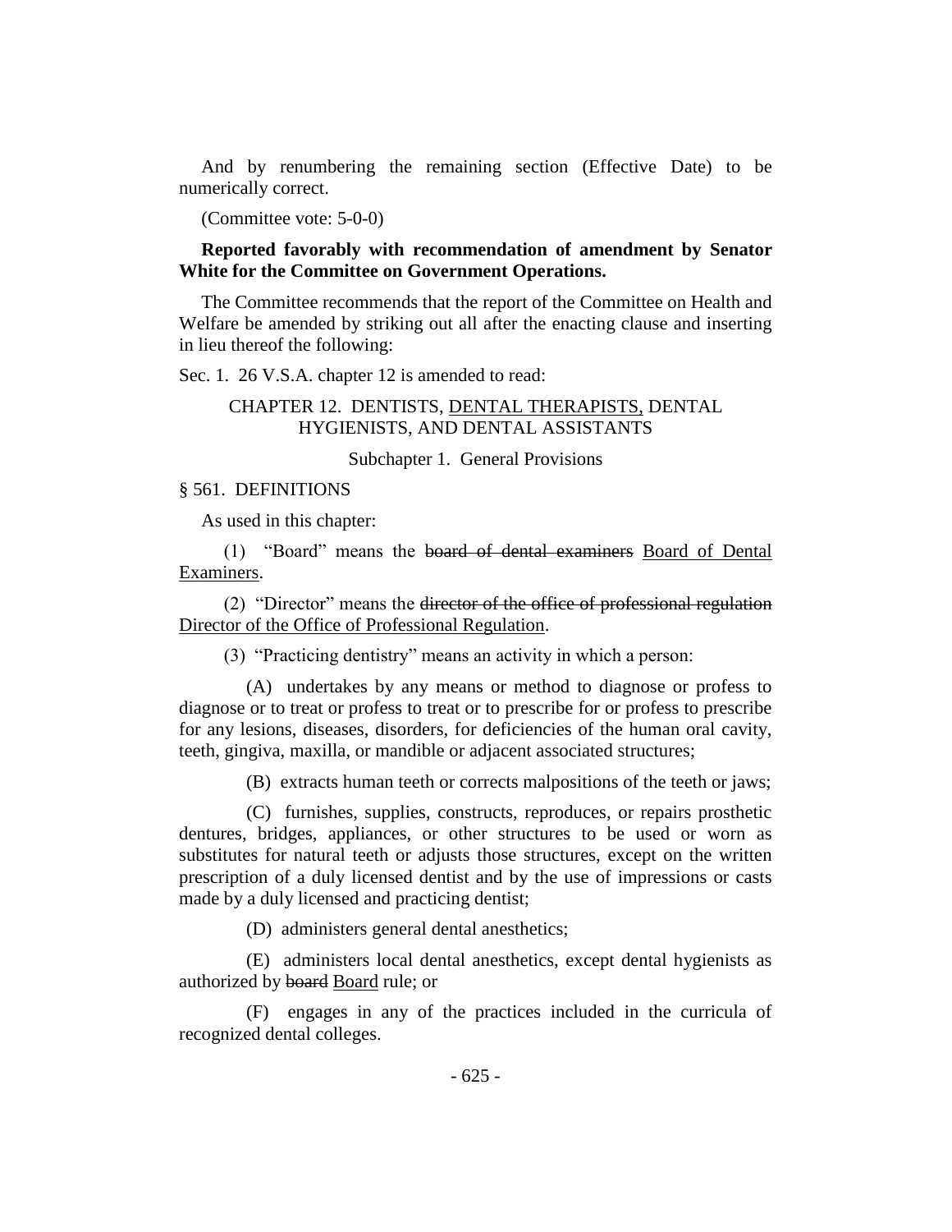And by renumbering the remaining section (Effective Date) to be numerically correct.

(Committee vote: 5-0-0)

**Reported favorably with recommendation of amendment by Senator White for the Committee on Government Operations.**

The Committee recommends that the report of the Committee on Health and Welfare be amended by striking out all after the enacting clause and inserting in lieu thereof the following:

Sec. 1. 26 V.S.A. chapter 12 is amended to read:

CHAPTER 12. DENTISTS, <u>DENTAL THERAPISTS,</u> DENTAL HYGIENISTS, AND DENTAL ASSISTANTS

Subchapter 1. General Provisions

§ 561. DEFINITIONS

As used in this chapter:

(1) "Board" means the ~~board of dental examiners~~ <u>Board of Dental Examiners</u>.

(2) "Director" means the ~~director of the office of professional regulation~~ <u>Director of the Office of Professional Regulation</u>.

(3) "Practicing dentistry" means an activity in which a person:

(A) undertakes by any means or method to diagnose or profess to diagnose or to treat or profess to treat or to prescribe for or profess to prescribe for any lesions, diseases, disorders, for deficiencies of the human oral cavity, teeth, gingiva, maxilla, or mandible or adjacent associated structures;

(B) extracts human teeth or corrects malpositions of the teeth or jaws;

(C) furnishes, supplies, constructs, reproduces, or repairs prosthetic dentures, bridges, appliances, or other structures to be used or worn as substitutes for natural teeth or adjusts those structures, except on the written prescription of a duly licensed dentist and by the use of impressions or casts made by a duly licensed and practicing dentist;

(D) administers general dental anesthetics;

(E) administers local dental anesthetics, except dental hygienists as authorized by ~~board~~ <u>Board</u> rule; or

(F) engages in any of the practices included in the curricula of recognized dental colleges.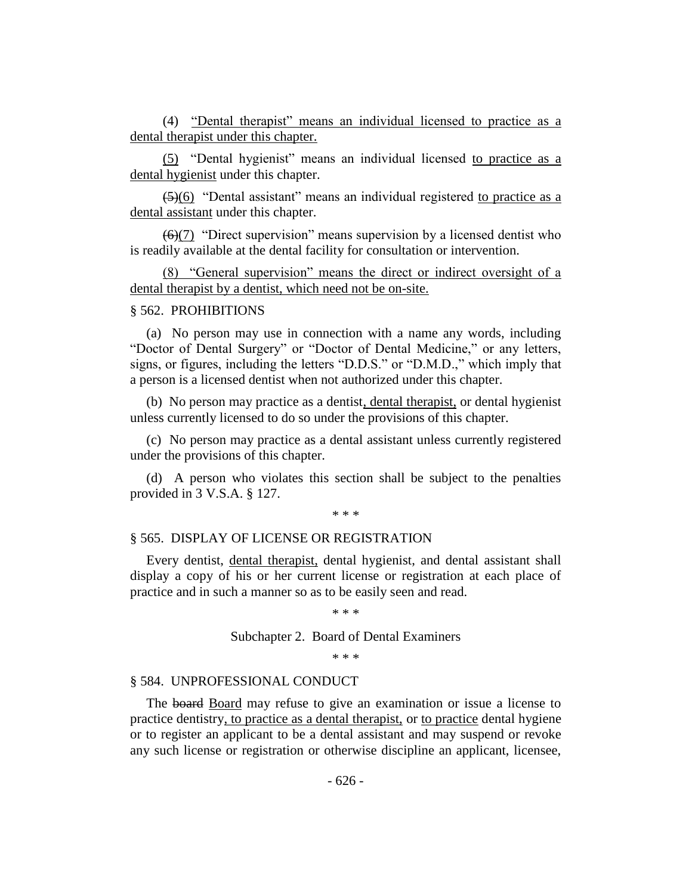(4) "Dental therapist" means an individual licensed to practice as a dental therapist under this chapter.

(5) "Dental hygienist" means an individual licensed to practice as a dental hygienist under this chapter.

~~(5)~~(6) "Dental assistant" means an individual registered to practice as a dental assistant under this chapter.

~~(6)~~(7) "Direct supervision" means supervision by a licensed dentist who is readily available at the dental facility for consultation or intervention.

(8) "General supervision" means the direct or indirect oversight of a dental therapist by a dentist, which need not be on-site.

§ 562. PROHIBITIONS

(a) No person may use in connection with a name any words, including "Doctor of Dental Surgery" or "Doctor of Dental Medicine," or any letters, signs, or figures, including the letters "D.D.S." or "D.M.D.," which imply that a person is a licensed dentist when not authorized under this chapter.

(b) No person may practice as a dentist, dental therapist, or dental hygienist unless currently licensed to do so under the provisions of this chapter.

(c) No person may practice as a dental assistant unless currently registered under the provisions of this chapter.

(d) A person who violates this section shall be subject to the penalties provided in 3 V.S.A. § 127.

\* \* \*

§ 565. DISPLAY OF LICENSE OR REGISTRATION

Every dentist, dental therapist, dental hygienist, and dental assistant shall display a copy of his or her current license or registration at each place of practice and in such a manner so as to be easily seen and read.

\* \* \*

Subchapter 2. Board of Dental Examiners

\* \* \*

§ 584. UNPROFESSIONAL CONDUCT

The ~~board~~ Board may refuse to give an examination or issue a license to practice dentistry, to practice as a dental therapist, or to practice dental hygiene or to register an applicant to be a dental assistant and may suspend or revoke any such license or registration or otherwise discipline an applicant, licensee,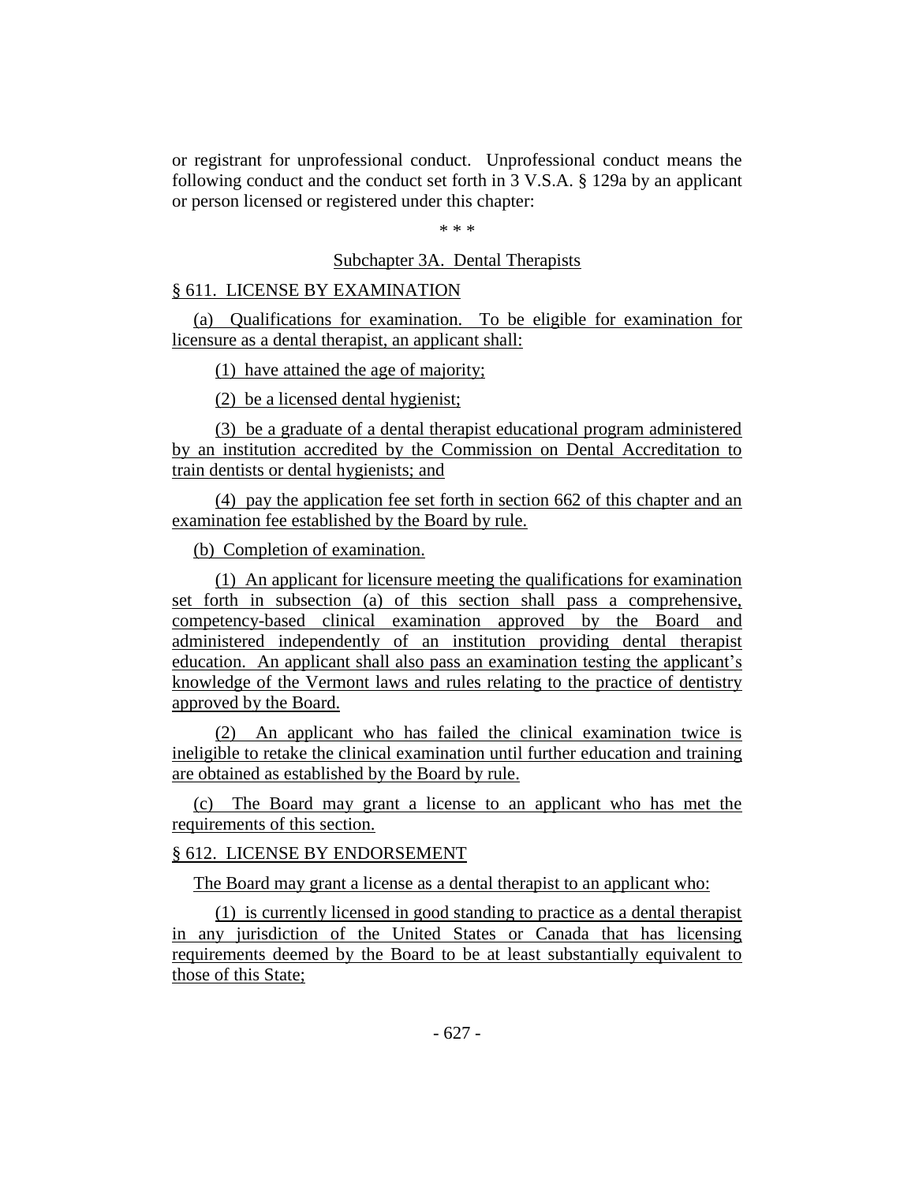or registrant for unprofessional conduct. Unprofessional conduct means the following conduct and the conduct set forth in 3 V.S.A. § 129a by an applicant or person licensed or registered under this chapter:

\* \* \*

Subchapter 3A. Dental Therapists

§ 611. LICENSE BY EXAMINATION

(a) Qualifications for examination. To be eligible for examination for licensure as a dental therapist, an applicant shall:

(1) have attained the age of majority;

(2) be a licensed dental hygienist;

(3) be a graduate of a dental therapist educational program administered by an institution accredited by the Commission on Dental Accreditation to train dentists or dental hygienists; and

(4) pay the application fee set forth in section 662 of this chapter and an examination fee established by the Board by rule.

(b) Completion of examination.

(1) An applicant for licensure meeting the qualifications for examination set forth in subsection (a) of this section shall pass a comprehensive, competency-based clinical examination approved by the Board and administered independently of an institution providing dental therapist education. An applicant shall also pass an examination testing the applicant's knowledge of the Vermont laws and rules relating to the practice of dentistry approved by the Board.

(2) An applicant who has failed the clinical examination twice is ineligible to retake the clinical examination until further education and training are obtained as established by the Board by rule.

(c) The Board may grant a license to an applicant who has met the requirements of this section.

§ 612. LICENSE BY ENDORSEMENT

The Board may grant a license as a dental therapist to an applicant who:

(1) is currently licensed in good standing to practice as a dental therapist in any jurisdiction of the United States or Canada that has licensing requirements deemed by the Board to be at least substantially equivalent to those of this State;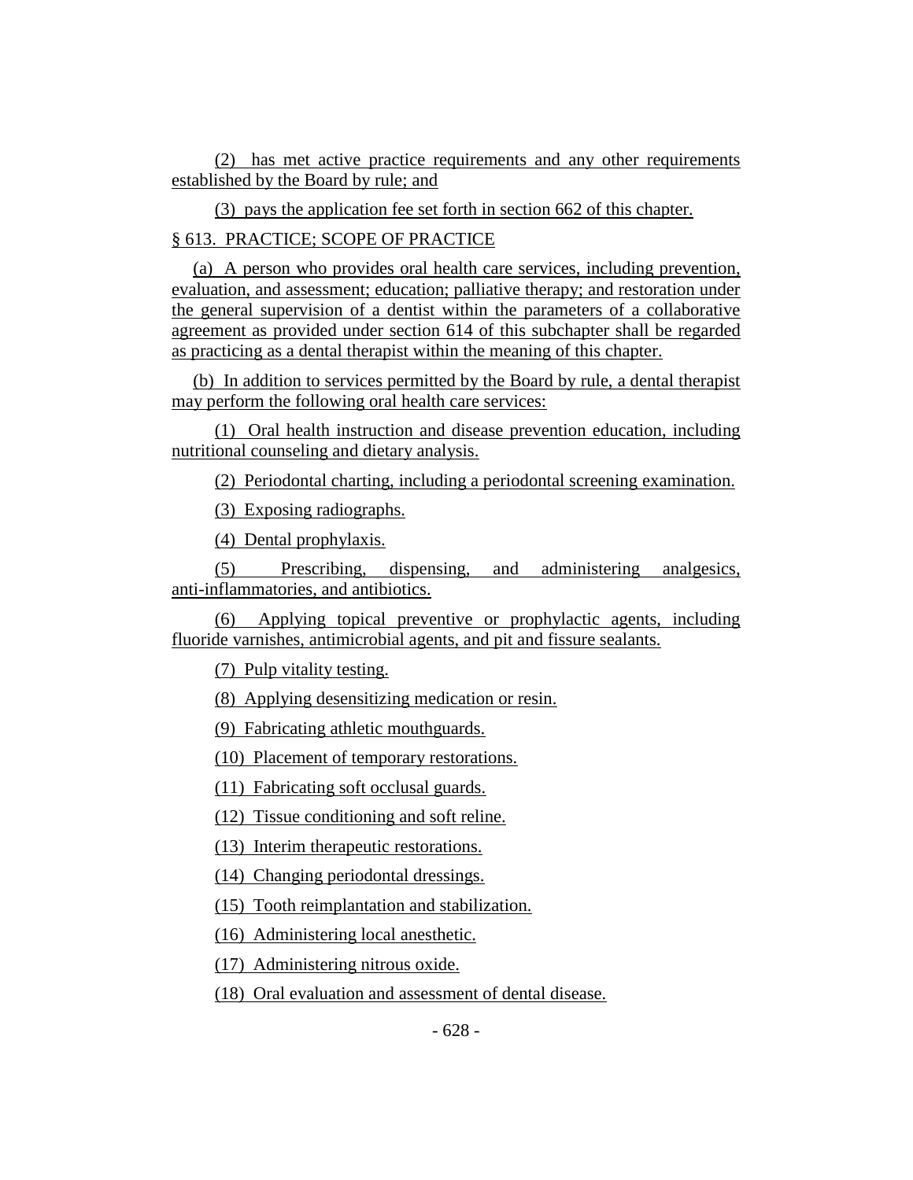(2) has met active practice requirements and any other requirements established by the Board by rule; and

(3) pays the application fee set forth in section 662 of this chapter.

§ 613. PRACTICE; SCOPE OF PRACTICE

(a) A person who provides oral health care services, including prevention, evaluation, and assessment; education; palliative therapy; and restoration under the general supervision of a dentist within the parameters of a collaborative agreement as provided under section 614 of this subchapter shall be regarded as practicing as a dental therapist within the meaning of this chapter.

(b) In addition to services permitted by the Board by rule, a dental therapist may perform the following oral health care services:

(1) Oral health instruction and disease prevention education, including nutritional counseling and dietary analysis.

(2) Periodontal charting, including a periodontal screening examination.

(3) Exposing radiographs.

(4) Dental prophylaxis.

(5) Prescribing, dispensing, and administering analgesics, anti-inflammatories, and antibiotics.

(6) Applying topical preventive or prophylactic agents, including fluoride varnishes, antimicrobial agents, and pit and fissure sealants.

(7) Pulp vitality testing.

(8) Applying desensitizing medication or resin.

(9) Fabricating athletic mouthguards.

(10) Placement of temporary restorations.

(11) Fabricating soft occlusal guards.

(12) Tissue conditioning and soft reline.

(13) Interim therapeutic restorations.

(14) Changing periodontal dressings.

(15) Tooth reimplantation and stabilization.

(16) Administering local anesthetic.

(17) Administering nitrous oxide.

(18) Oral evaluation and assessment of dental disease.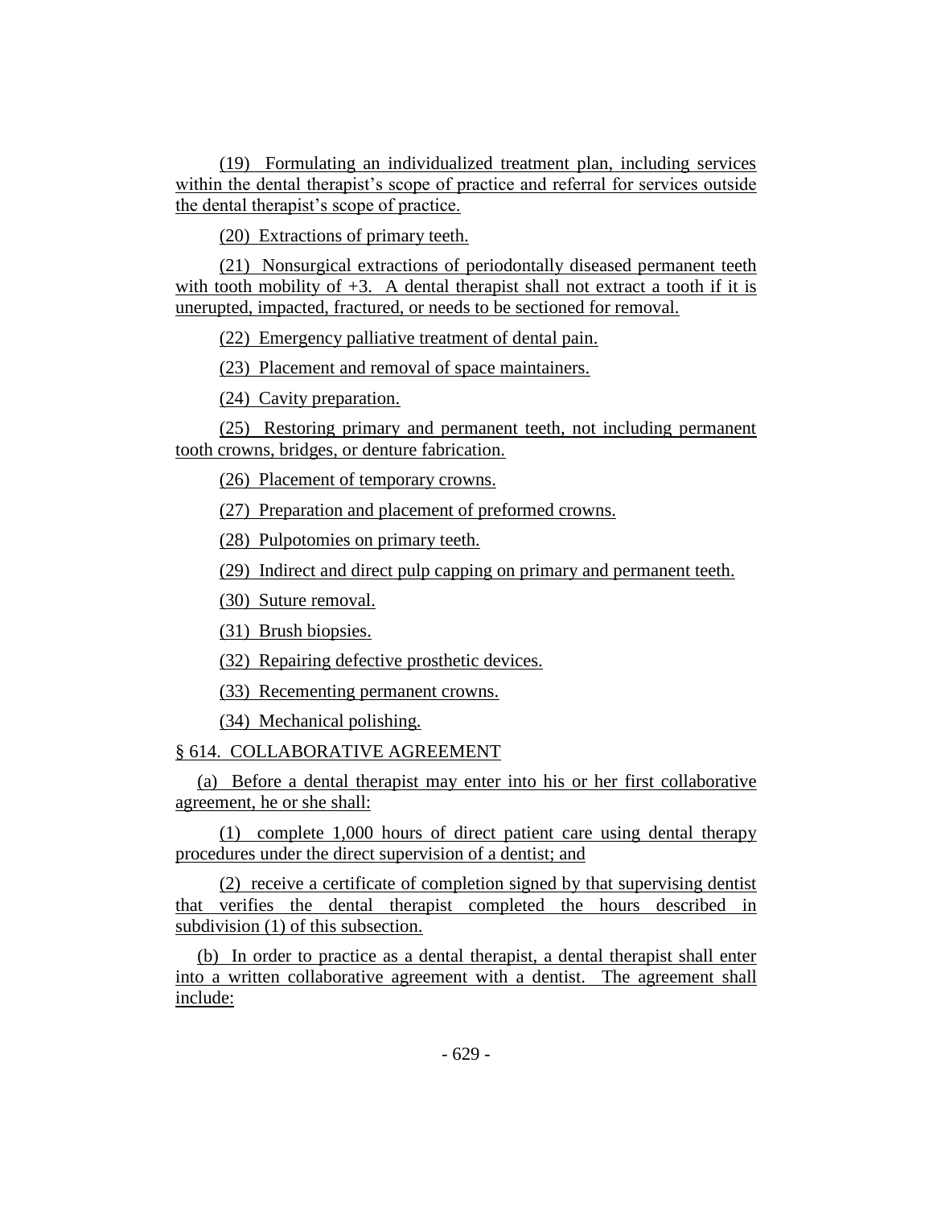(19) Formulating an individualized treatment plan, including services within the dental therapist's scope of practice and referral for services outside the dental therapist's scope of practice.

(20) Extractions of primary teeth.

(21) Nonsurgical extractions of periodontally diseased permanent teeth with tooth mobility of +3. A dental therapist shall not extract a tooth if it is unerupted, impacted, fractured, or needs to be sectioned for removal.

(22) Emergency palliative treatment of dental pain.

(23) Placement and removal of space maintainers.

(24) Cavity preparation.

(25) Restoring primary and permanent teeth, not including permanent tooth crowns, bridges, or denture fabrication.

(26) Placement of temporary crowns.

(27) Preparation and placement of preformed crowns.

(28) Pulpotomies on primary teeth.

(29) Indirect and direct pulp capping on primary and permanent teeth.

(30) Suture removal.

(31) Brush biopsies.

(32) Repairing defective prosthetic devices.

(33) Recementing permanent crowns.

(34) Mechanical polishing.

§ 614. COLLABORATIVE AGREEMENT

(a) Before a dental therapist may enter into his or her first collaborative agreement, he or she shall:

(1) complete 1,000 hours of direct patient care using dental therapy procedures under the direct supervision of a dentist; and

(2) receive a certificate of completion signed by that supervising dentist that verifies the dental therapist completed the hours described in subdivision (1) of this subsection.

(b) In order to practice as a dental therapist, a dental therapist shall enter into a written collaborative agreement with a dentist. The agreement shall include: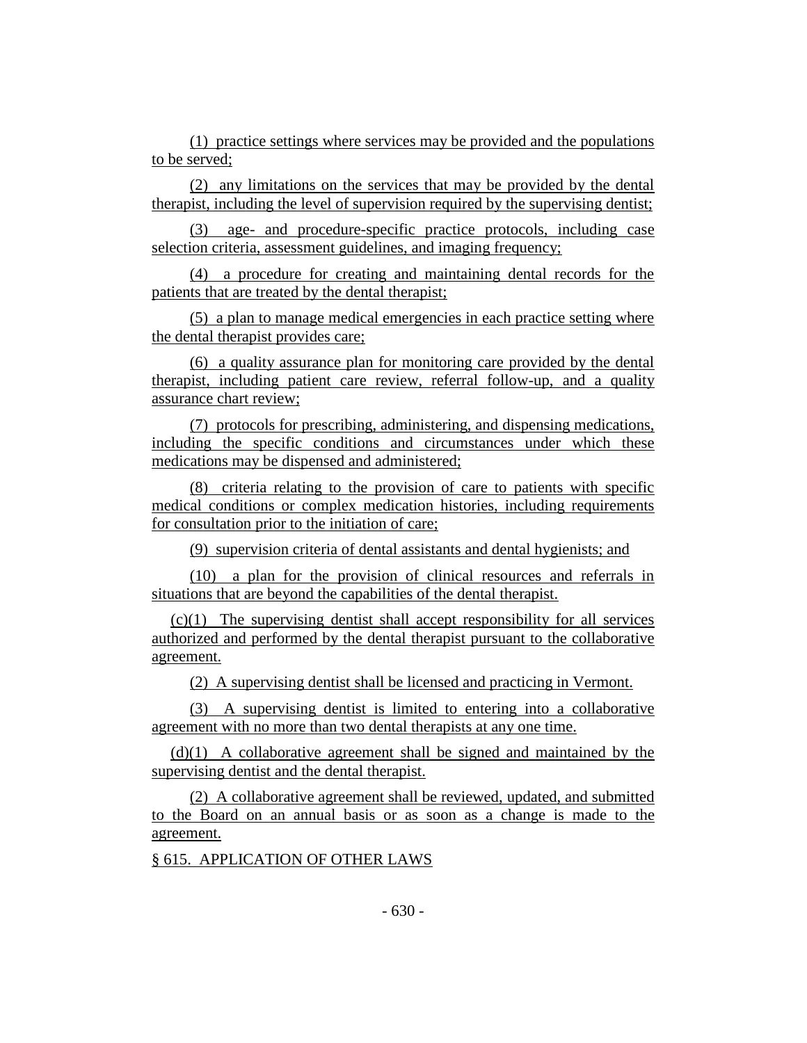(1) practice settings where services may be provided and the populations to be served;

(2) any limitations on the services that may be provided by the dental therapist, including the level of supervision required by the supervising dentist;

(3) age- and procedure-specific practice protocols, including case selection criteria, assessment guidelines, and imaging frequency;

(4) a procedure for creating and maintaining dental records for the patients that are treated by the dental therapist;

(5) a plan to manage medical emergencies in each practice setting where the dental therapist provides care;

(6) a quality assurance plan for monitoring care provided by the dental therapist, including patient care review, referral follow-up, and a quality assurance chart review;

(7) protocols for prescribing, administering, and dispensing medications, including the specific conditions and circumstances under which these medications may be dispensed and administered;

(8) criteria relating to the provision of care to patients with specific medical conditions or complex medication histories, including requirements for consultation prior to the initiation of care;

(9) supervision criteria of dental assistants and dental hygienists; and

(10) a plan for the provision of clinical resources and referrals in situations that are beyond the capabilities of the dental therapist.

(c)(1) The supervising dentist shall accept responsibility for all services authorized and performed by the dental therapist pursuant to the collaborative agreement.

(2) A supervising dentist shall be licensed and practicing in Vermont.

(3) A supervising dentist is limited to entering into a collaborative agreement with no more than two dental therapists at any one time.

(d)(1) A collaborative agreement shall be signed and maintained by the supervising dentist and the dental therapist.

(2) A collaborative agreement shall be reviewed, updated, and submitted to the Board on an annual basis or as soon as a change is made to the agreement.

§ 615. APPLICATION OF OTHER LAWS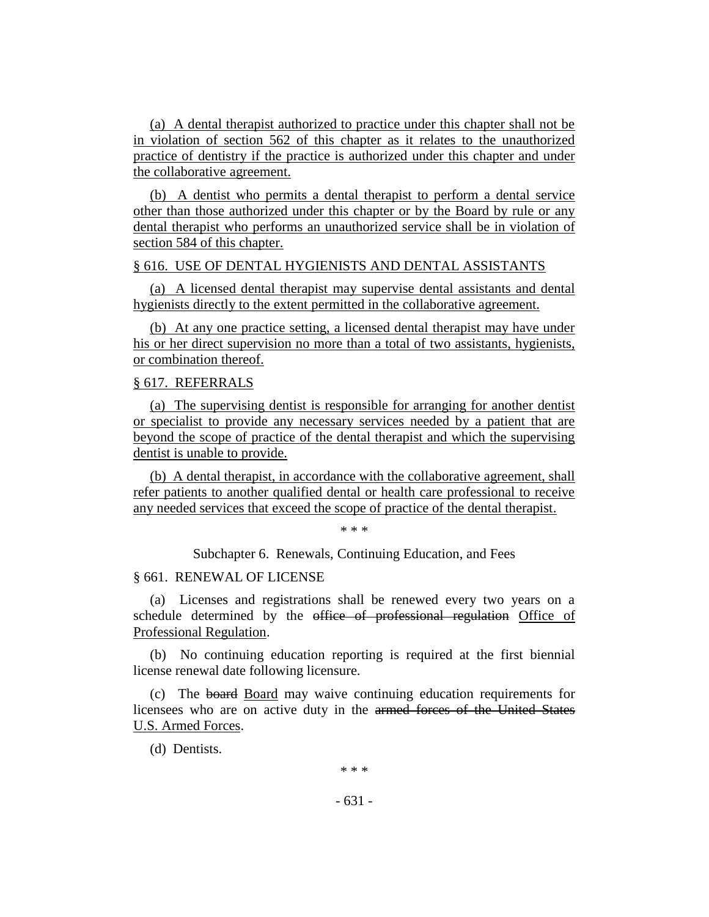(a) A dental therapist authorized to practice under this chapter shall not be in violation of section 562 of this chapter as it relates to the unauthorized practice of dentistry if the practice is authorized under this chapter and under the collaborative agreement.

(b) A dentist who permits a dental therapist to perform a dental service other than those authorized under this chapter or by the Board by rule or any dental therapist who performs an unauthorized service shall be in violation of section 584 of this chapter.

§ 616. USE OF DENTAL HYGIENISTS AND DENTAL ASSISTANTS

(a) A licensed dental therapist may supervise dental assistants and dental hygienists directly to the extent permitted in the collaborative agreement.

(b) At any one practice setting, a licensed dental therapist may have under his or her direct supervision no more than a total of two assistants, hygienists, or combination thereof.

§ 617. REFERRALS

(a) The supervising dentist is responsible for arranging for another dentist or specialist to provide any necessary services needed by a patient that are beyond the scope of practice of the dental therapist and which the supervising dentist is unable to provide.

(b) A dental therapist, in accordance with the collaborative agreement, shall refer patients to another qualified dental or health care professional to receive any needed services that exceed the scope of practice of the dental therapist.

\* \* \*

Subchapter 6. Renewals, Continuing Education, and Fees

§ 661. RENEWAL OF LICENSE

(a) Licenses and registrations shall be renewed every two years on a schedule determined by the ~~office of professional regulation~~ Office of Professional Regulation.

(b) No continuing education reporting is required at the first biennial license renewal date following licensure.

(c) The ~~board~~ Board may waive continuing education requirements for licensees who are on active duty in the ~~armed forces of the United States~~ U.S. Armed Forces.

(d) Dentists.

\* \* \*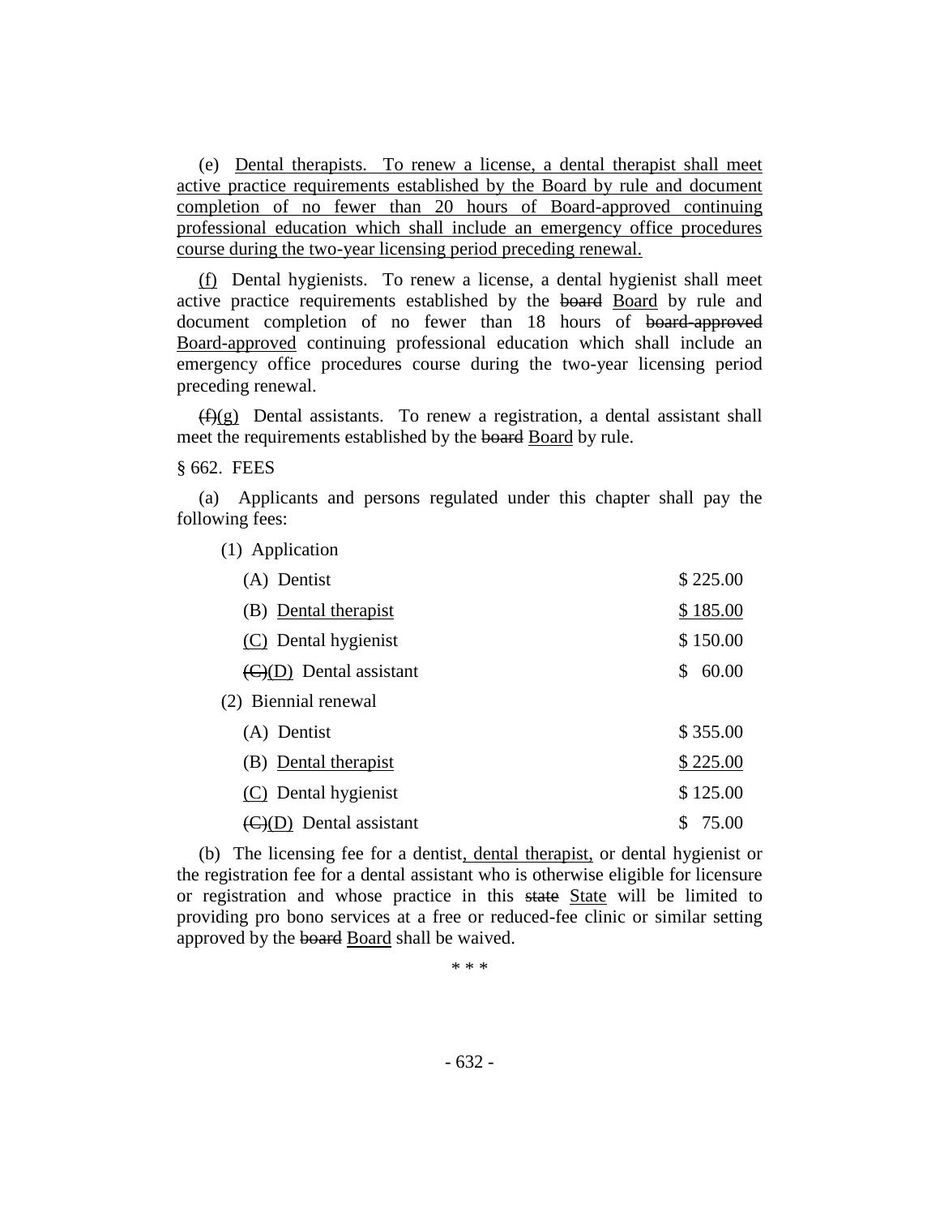(e) Dental therapists. To renew a license, a dental therapist shall meet active practice requirements established by the Board by rule and document completion of no fewer than 20 hours of Board-approved continuing professional education which shall include an emergency office procedures course during the two-year licensing period preceding renewal.

(f) Dental hygienists. To renew a license, a dental hygienist shall meet active practice requirements established by the ~~board~~ Board by rule and document completion of no fewer than 18 hours of ~~board-approved~~ Board-approved continuing professional education which shall include an emergency office procedures course during the two-year licensing period preceding renewal.

~~(f)~~(g) Dental assistants. To renew a registration, a dental assistant shall meet the requirements established by the ~~board~~ Board by rule.

§ 662. FEES

(a) Applicants and persons regulated under this chapter shall pay the following fees:

| | |
|---|---|
| (1) Application | |
| (A) Dentist | $ 225.00 |
| (B) Dental therapist | $ 185.00 |
| (C) Dental hygienist | $ 150.00 |
| ~~(C)~~(D) Dental assistant | $ 60.00 |
| (2) Biennial renewal | |
| (A) Dentist | $ 355.00 |
| (B) Dental therapist | $ 225.00 |
| (C) Dental hygienist | $ 125.00 |
| ~~(C)~~(D) Dental assistant | $ 75.00 |

(b) The licensing fee for a dentist, dental therapist, or dental hygienist or the registration fee for a dental assistant who is otherwise eligible for licensure or registration and whose practice in this ~~state~~ State will be limited to providing pro bono services at a free or reduced-fee clinic or similar setting approved by the ~~board~~ Board shall be waived.

\* \* \*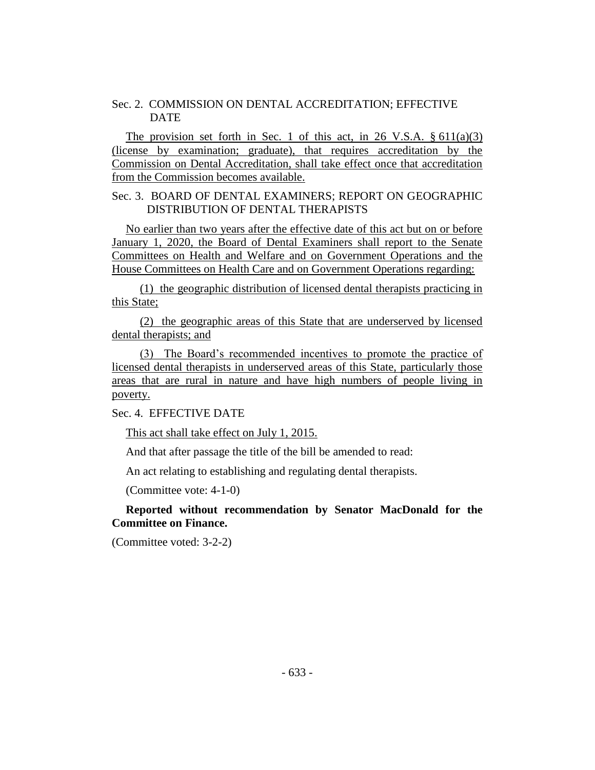Sec. 2. COMMISSION ON DENTAL ACCREDITATION; EFFECTIVE DATE

The provision set forth in Sec. 1 of this act, in 26 V.S.A. § 611(a)(3) (license by examination; graduate), that requires accreditation by the Commission on Dental Accreditation, shall take effect once that accreditation from the Commission becomes available.

Sec. 3. BOARD OF DENTAL EXAMINERS; REPORT ON GEOGRAPHIC DISTRIBUTION OF DENTAL THERAPISTS

No earlier than two years after the effective date of this act but on or before January 1, 2020, the Board of Dental Examiners shall report to the Senate Committees on Health and Welfare and on Government Operations and the House Committees on Health Care and on Government Operations regarding:

(1) the geographic distribution of licensed dental therapists practicing in this State;

(2) the geographic areas of this State that are underserved by licensed dental therapists; and

(3) The Board's recommended incentives to promote the practice of licensed dental therapists in underserved areas of this State, particularly those areas that are rural in nature and have high numbers of people living in poverty.

Sec. 4. EFFECTIVE DATE

This act shall take effect on July 1, 2015.

And that after passage the title of the bill be amended to read:

An act relating to establishing and regulating dental therapists.

(Committee vote: 4-1-0)

**Reported without recommendation by Senator MacDonald for the Committee on Finance.**

(Committee voted: 3-2-2)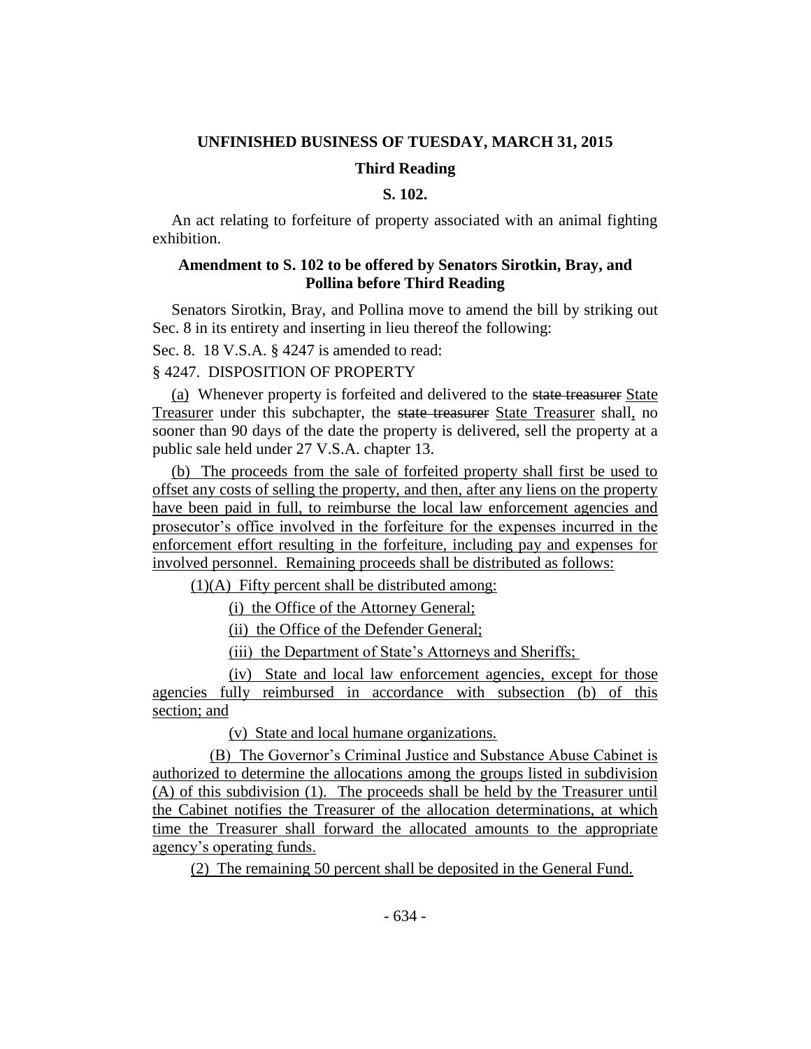**UNFINISHED BUSINESS OF TUESDAY, MARCH 31, 2015**

**Third Reading**

**S. 102.**

An act relating to forfeiture of property associated with an animal fighting exhibition.

**Amendment to S. 102 to be offered by Senators Sirotkin, Bray, and Pollina before Third Reading**

Senators Sirotkin, Bray, and Pollina move to amend the bill by striking out Sec. 8 in its entirety and inserting in lieu thereof the following:

Sec. 8. 18 V.S.A. § 4247 is amended to read:

§ 4247. DISPOSITION OF PROPERTY

(a) Whenever property is forfeited and delivered to the ~~state treasurer~~ State Treasurer under this subchapter, the ~~state treasurer~~ State Treasurer shall, no sooner than 90 days of the date the property is delivered, sell the property at a public sale held under 27 V.S.A. chapter 13.

(b) The proceeds from the sale of forfeited property shall first be used to offset any costs of selling the property, and then, after any liens on the property have been paid in full, to reimburse the local law enforcement agencies and prosecutor's office involved in the forfeiture for the expenses incurred in the enforcement effort resulting in the forfeiture, including pay and expenses for involved personnel. Remaining proceeds shall be distributed as follows:

(1)(A) Fifty percent shall be distributed among:

(i) the Office of the Attorney General;

(ii) the Office of the Defender General;

(iii) the Department of State's Attorneys and Sheriffs;

(iv) State and local law enforcement agencies, except for those agencies fully reimbursed in accordance with subsection (b) of this section; and

(v) State and local humane organizations.

(B) The Governor's Criminal Justice and Substance Abuse Cabinet is authorized to determine the allocations among the groups listed in subdivision (A) of this subdivision (1). The proceeds shall be held by the Treasurer until the Cabinet notifies the Treasurer of the allocation determinations, at which time the Treasurer shall forward the allocated amounts to the appropriate agency's operating funds.

(2) The remaining 50 percent shall be deposited in the General Fund.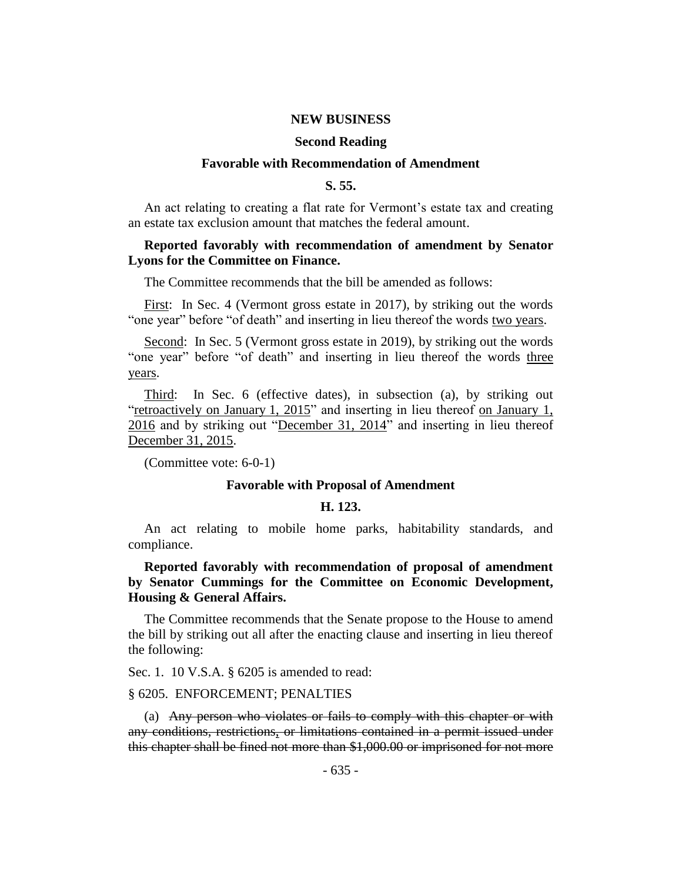**NEW BUSINESS**

**Second Reading**

**Favorable with Recommendation of Amendment**

**S. 55.**

An act relating to creating a flat rate for Vermont's estate tax and creating an estate tax exclusion amount that matches the federal amount.

**Reported favorably with recommendation of amendment by Senator Lyons for the Committee on Finance.**

The Committee recommends that the bill be amended as follows:

<u>First</u>: In Sec. 4 (Vermont gross estate in 2017), by striking out the words "one year" before "of death" and inserting in lieu thereof the words <u>two years</u>.

<u>Second</u>: In Sec. 5 (Vermont gross estate in 2019), by striking out the words "one year" before "of death" and inserting in lieu thereof the words <u>three years</u>.

<u>Third</u>: In Sec. 6 (effective dates), in subsection (a), by striking out "<u>retroactively on January 1, 2015</u>" and inserting in lieu thereof <u>on January 1, 2016</u> and by striking out "<u>December 31, 2014</u>" and inserting in lieu thereof <u>December 31, 2015</u>.

(Committee vote: 6-0-1)

**Favorable with Proposal of Amendment**

**H. 123.**

An act relating to mobile home parks, habitability standards, and compliance.

**Reported favorably with recommendation of proposal of amendment by Senator Cummings for the Committee on Economic Development, Housing & General Affairs.**

The Committee recommends that the Senate propose to the House to amend the bill by striking out all after the enacting clause and inserting in lieu thereof the following:

Sec. 1. 10 V.S.A. § 6205 is amended to read:

§ 6205. ENFORCEMENT; PENALTIES

(a) ~~Any person who violates or fails to comply with this chapter or with any conditions, restrictions, or limitations contained in a permit issued under this chapter shall be fined not more than $1,000.00 or imprisoned for not more~~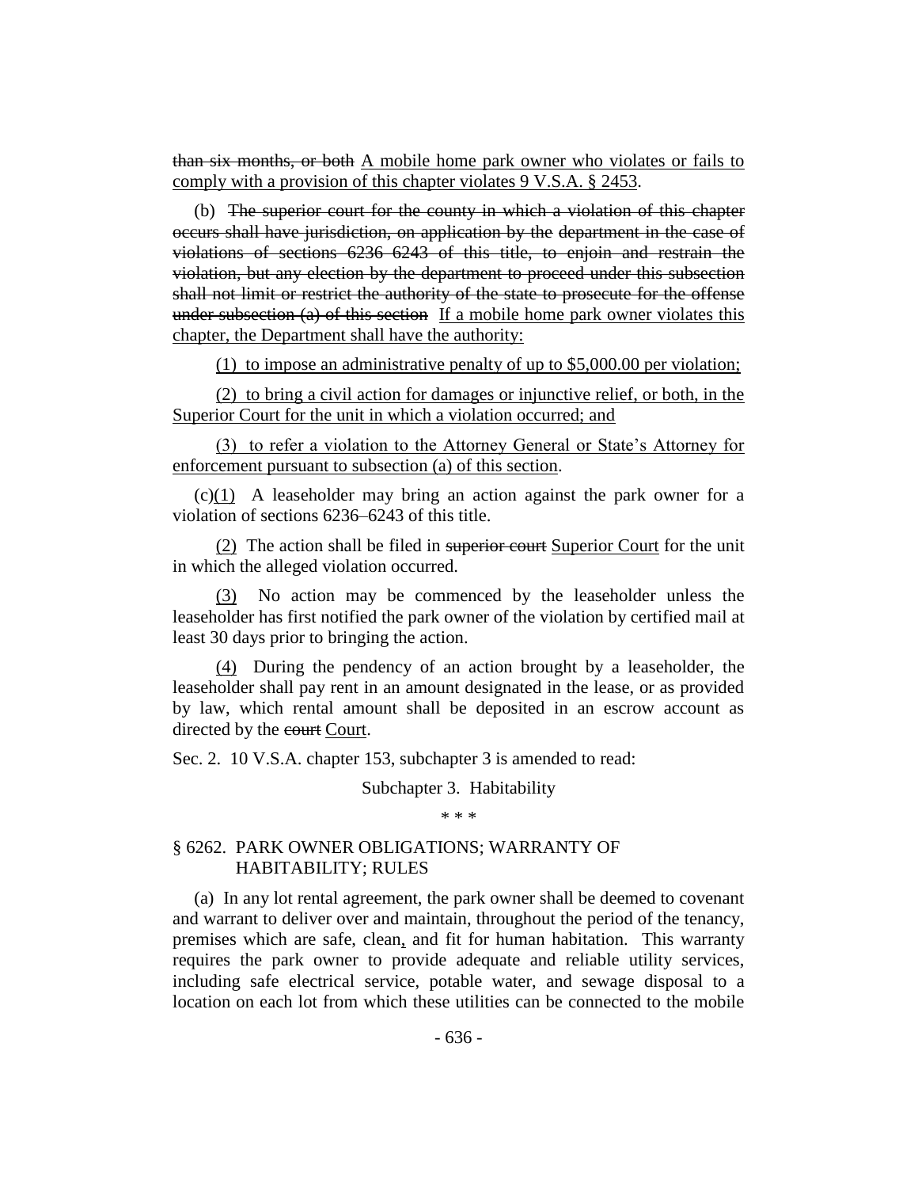~~than six months, or both~~ A mobile home park owner who violates or fails to comply with a provision of this chapter violates 9 V.S.A. § 2453.

(b) ~~The superior court for the county in which a violation of this chapter occurs shall have jurisdiction, on application by the department in the case of violations of sections 6236–6243 of this title, to enjoin and restrain the violation, but any election by the department to proceed under this subsection shall not limit or restrict the authority of the state to prosecute for the offense under subsection (a) of this section~~ If a mobile home park owner violates this chapter, the Department shall have the authority:

(1) to impose an administrative penalty of up to $5,000.00 per violation;

(2) to bring a civil action for damages or injunctive relief, or both, in the Superior Court for the unit in which a violation occurred; and

(3) to refer a violation to the Attorney General or State's Attorney for enforcement pursuant to subsection (a) of this section.

(c)(1) A leaseholder may bring an action against the park owner for a violation of sections 6236–6243 of this title.

(2) The action shall be filed in ~~superior court~~ Superior Court for the unit in which the alleged violation occurred.

(3) No action may be commenced by the leaseholder unless the leaseholder has first notified the park owner of the violation by certified mail at least 30 days prior to bringing the action.

(4) During the pendency of an action brought by a leaseholder, the leaseholder shall pay rent in an amount designated in the lease, or as provided by law, which rental amount shall be deposited in an escrow account as directed by the ~~court~~ Court.

Sec. 2. 10 V.S.A. chapter 153, subchapter 3 is amended to read:

Subchapter 3. Habitability

\* \* \*

§ 6262. PARK OWNER OBLIGATIONS; WARRANTY OF HABITABILITY; RULES

(a) In any lot rental agreement, the park owner shall be deemed to covenant and warrant to deliver over and maintain, throughout the period of the tenancy, premises which are safe, clean, and fit for human habitation. This warranty requires the park owner to provide adequate and reliable utility services, including safe electrical service, potable water, and sewage disposal to a location on each lot from which these utilities can be connected to the mobile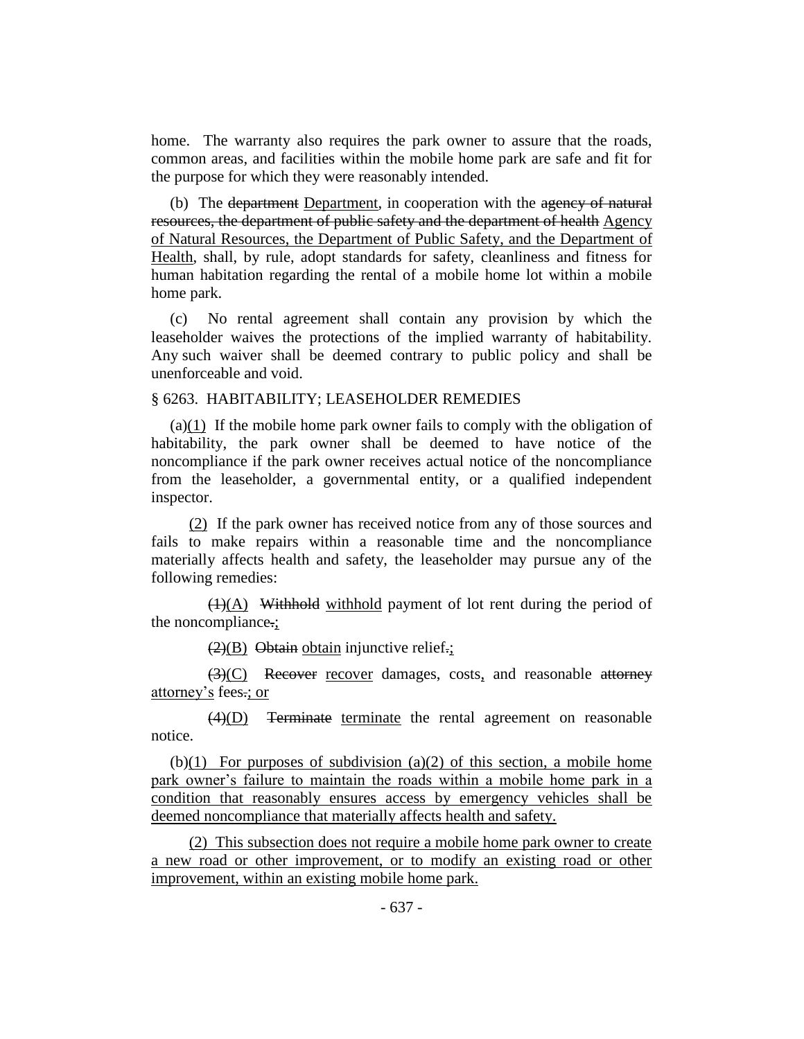home. The warranty also requires the park owner to assure that the roads, common areas, and facilities within the mobile home park are safe and fit for the purpose for which they were reasonably intended.

(b) The ~~department~~ <u>Department</u>, in cooperation with the ~~agency of natural resources, the department of public safety and the department of health~~ <u>Agency of Natural Resources, the Department of Public Safety, and the Department of Health</u>, shall, by rule, adopt standards for safety, cleanliness and fitness for human habitation regarding the rental of a mobile home lot within a mobile home park.

(c) No rental agreement shall contain any provision by which the leaseholder waives the protections of the implied warranty of habitability. Any such waiver shall be deemed contrary to public policy and shall be unenforceable and void.

§ 6263. HABITABILITY; LEASEHOLDER REMEDIES

(a)<u>(1)</u> If the mobile home park owner fails to comply with the obligation of habitability, the park owner shall be deemed to have notice of the noncompliance if the park owner receives actual notice of the noncompliance from the leaseholder, a governmental entity, or a qualified independent inspector.

<u>(2)</u> If the park owner has received notice from any of those sources and fails to make repairs within a reasonable time and the noncompliance materially affects health and safety, the leaseholder may pursue any of the following remedies:

~~(1)~~<u>(A)</u> ~~Withhold~~ <u>withhold</u> payment of lot rent during the period of the noncompliance~~.~~<u>;</u>

~~(2)~~<u>(B)</u> ~~Obtain~~ <u>obtain</u> injunctive relief~~.~~<u>;</u>

~~(3)~~<u>(C)</u> ~~Recover~~ <u>recover</u> damages, costs<u>,</u> and reasonable ~~attorney~~ <u>attorney's</u> fees~~.~~<u>; or</u>

~~(4)~~<u>(D)</u> ~~Terminate~~ <u>terminate</u> the rental agreement on reasonable notice.

(b)<u>(1) For purposes of subdivision (a)(2) of this section, a mobile home park owner's failure to maintain the roads within a mobile home park in a condition that reasonably ensures access by emergency vehicles shall be deemed noncompliance that materially affects health and safety.</u>

<u>(2) This subsection does not require a mobile home park owner to create a new road or other improvement, or to modify an existing road or other improvement, within an existing mobile home park.</u>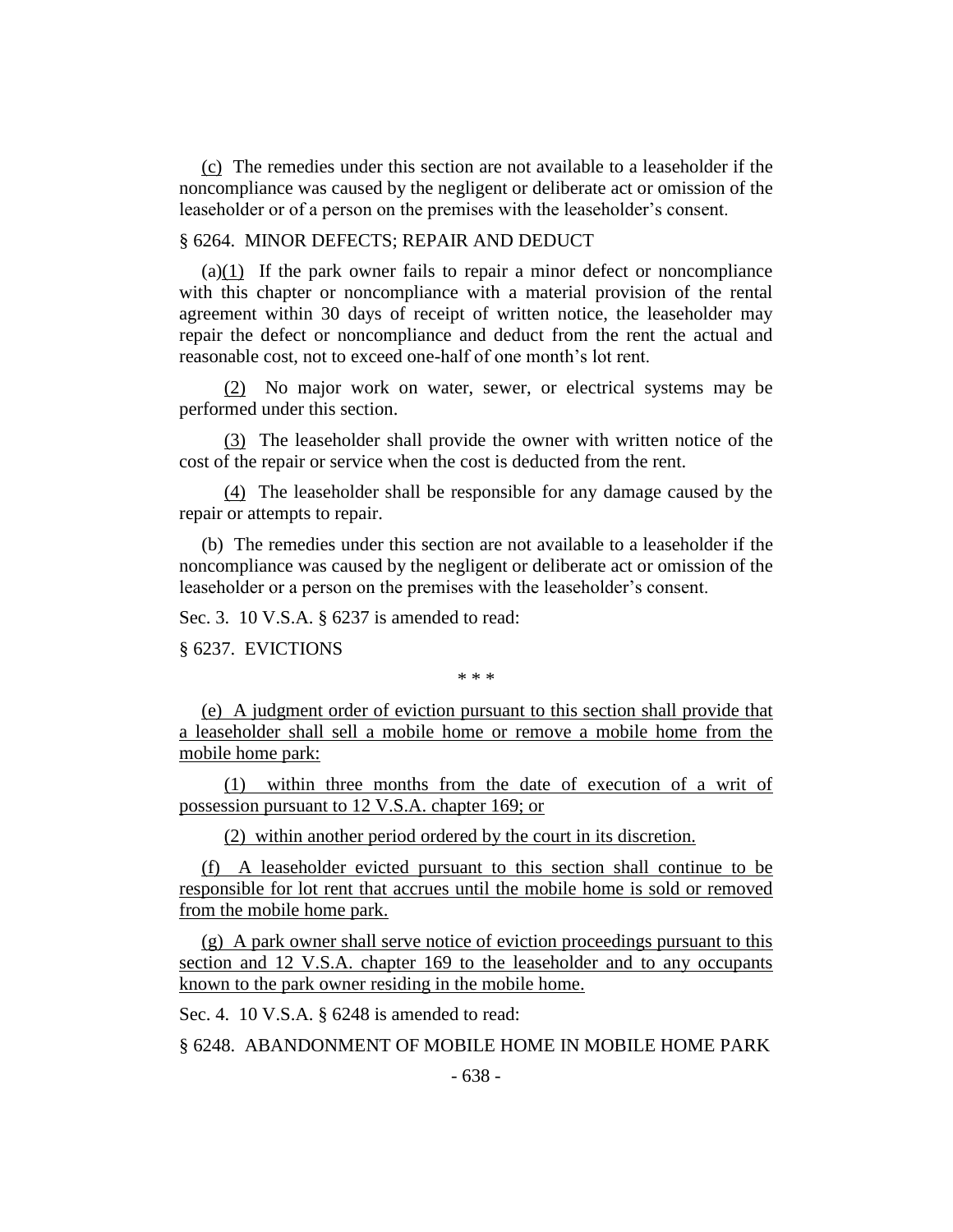(c) The remedies under this section are not available to a leaseholder if the noncompliance was caused by the negligent or deliberate act or omission of the leaseholder or of a person on the premises with the leaseholder's consent.

§ 6264. MINOR DEFECTS; REPAIR AND DEDUCT

(a)(1) If the park owner fails to repair a minor defect or noncompliance with this chapter or noncompliance with a material provision of the rental agreement within 30 days of receipt of written notice, the leaseholder may repair the defect or noncompliance and deduct from the rent the actual and reasonable cost, not to exceed one-half of one month's lot rent.

(2) No major work on water, sewer, or electrical systems may be performed under this section.

(3) The leaseholder shall provide the owner with written notice of the cost of the repair or service when the cost is deducted from the rent.

(4) The leaseholder shall be responsible for any damage caused by the repair or attempts to repair.

(b) The remedies under this section are not available to a leaseholder if the noncompliance was caused by the negligent or deliberate act or omission of the leaseholder or a person on the premises with the leaseholder's consent.

Sec. 3. 10 V.S.A. § 6237 is amended to read:

§ 6237. EVICTIONS

\* \* \*

(e) A judgment order of eviction pursuant to this section shall provide that a leaseholder shall sell a mobile home or remove a mobile home from the mobile home park:

(1) within three months from the date of execution of a writ of possession pursuant to 12 V.S.A. chapter 169; or

(2) within another period ordered by the court in its discretion.

(f) A leaseholder evicted pursuant to this section shall continue to be responsible for lot rent that accrues until the mobile home is sold or removed from the mobile home park.

(g) A park owner shall serve notice of eviction proceedings pursuant to this section and 12 V.S.A. chapter 169 to the leaseholder and to any occupants known to the park owner residing in the mobile home.

Sec. 4. 10 V.S.A. § 6248 is amended to read:

§ 6248. ABANDONMENT OF MOBILE HOME IN MOBILE HOME PARK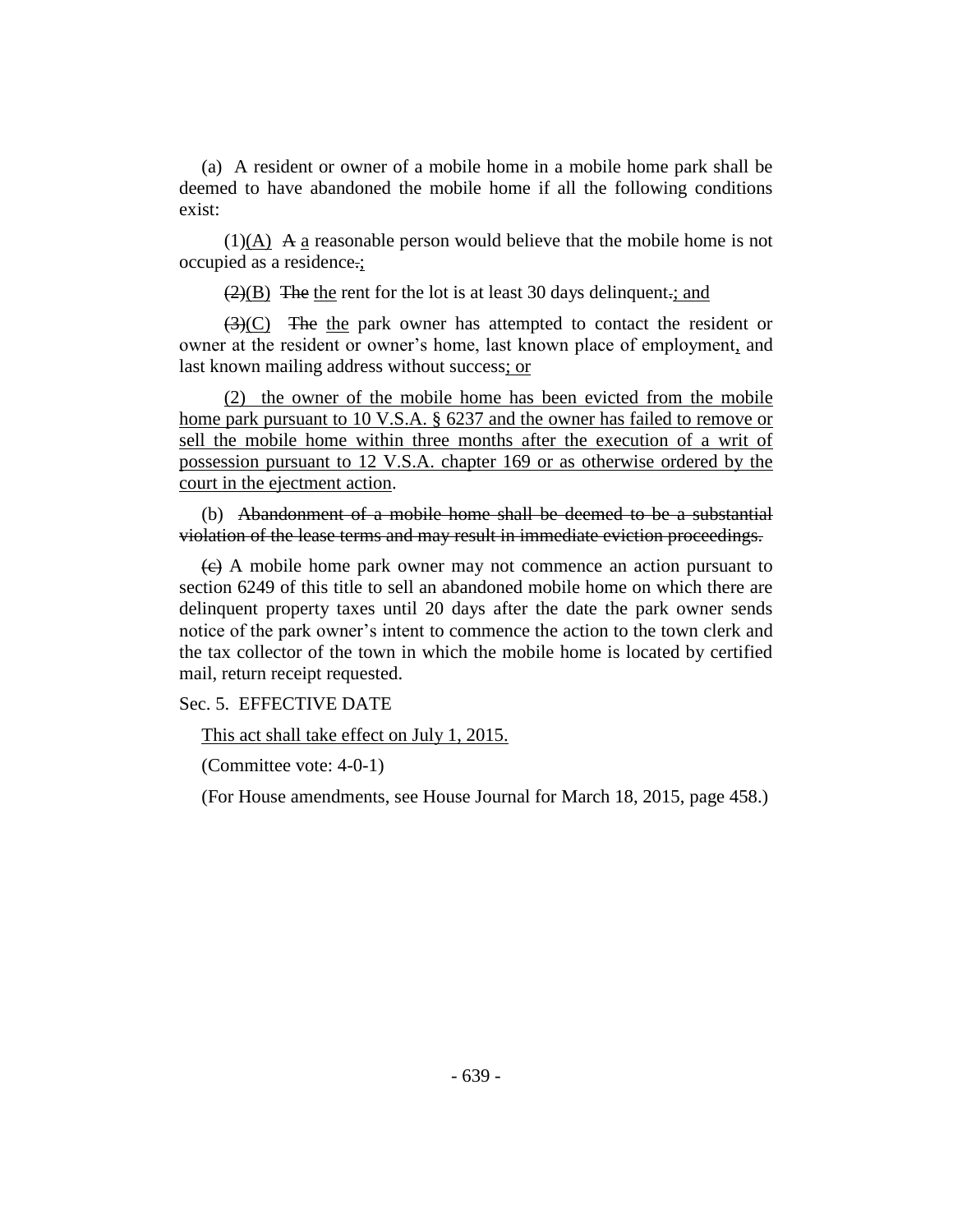(a) A resident or owner of a mobile home in a mobile home park shall be deemed to have abandoned the mobile home if all the following conditions exist:

(1)(A) ~~A~~ a reasonable person would believe that the mobile home is not occupied as a residence~~.~~;

~~(2)~~(B) ~~The~~ the rent for the lot is at least 30 days delinquent~~.~~; and

~~(3)~~(C) ~~The~~ the park owner has attempted to contact the resident or owner at the resident or owner's home, last known place of employment, and last known mailing address without success; or

(2) the owner of the mobile home has been evicted from the mobile home park pursuant to 10 V.S.A. § 6237 and the owner has failed to remove or sell the mobile home within three months after the execution of a writ of possession pursuant to 12 V.S.A. chapter 169 or as otherwise ordered by the court in the ejectment action.

(b) ~~Abandonment of a mobile home shall be deemed to be a substantial violation of the lease terms and may result in immediate eviction proceedings.~~

~~(c)~~ A mobile home park owner may not commence an action pursuant to section 6249 of this title to sell an abandoned mobile home on which there are delinquent property taxes until 20 days after the date the park owner sends notice of the park owner's intent to commence the action to the town clerk and the tax collector of the town in which the mobile home is located by certified mail, return receipt requested.

Sec. 5. EFFECTIVE DATE

This act shall take effect on July 1, 2015.

(Committee vote: 4-0-1)

(For House amendments, see House Journal for March 18, 2015, page 458.)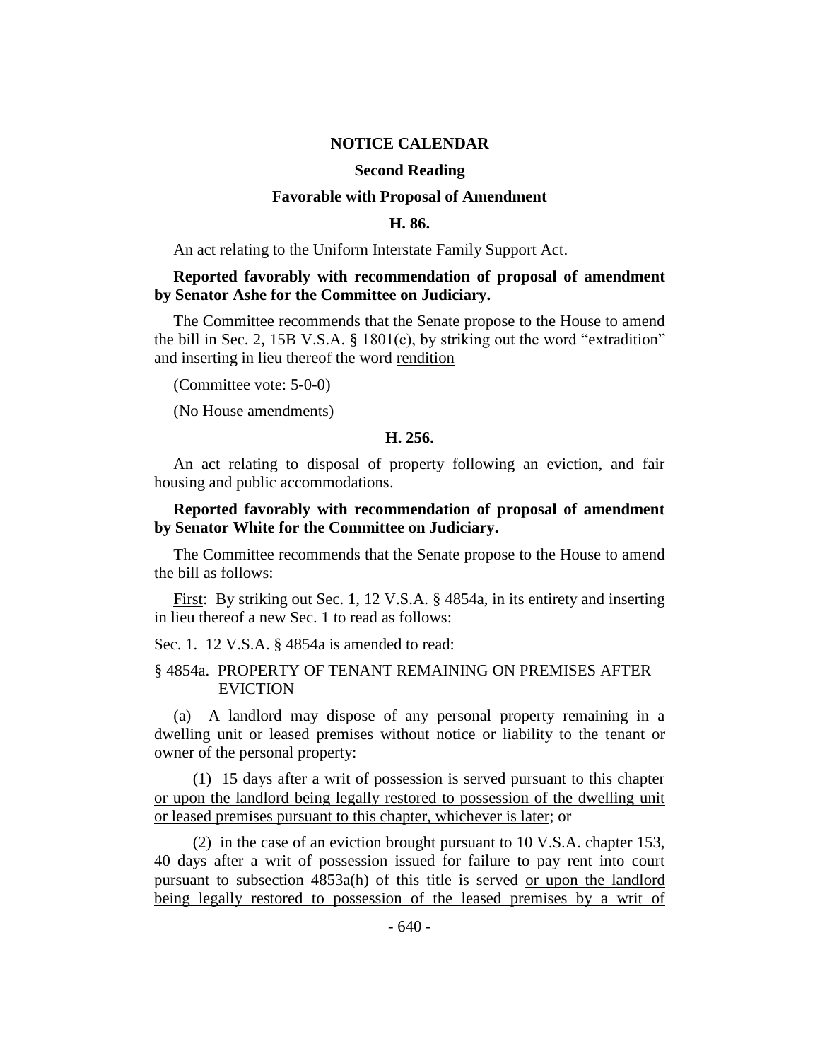## NOTICE CALENDAR

### Second Reading

### Favorable with Proposal of Amendment

### H. 86.

An act relating to the Uniform Interstate Family Support Act.

**Reported favorably with recommendation of proposal of amendment by Senator Ashe for the Committee on Judiciary.**

The Committee recommends that the Senate propose to the House to amend the bill in Sec. 2, 15B V.S.A. § 1801(c), by striking out the word "extradition" and inserting in lieu thereof the word rendition

(Committee vote: 5-0-0)

(No House amendments)

### H. 256.

An act relating to disposal of property following an eviction, and fair housing and public accommodations.

**Reported favorably with recommendation of proposal of amendment by Senator White for the Committee on Judiciary.**

The Committee recommends that the Senate propose to the House to amend the bill as follows:

First: By striking out Sec. 1, 12 V.S.A. § 4854a, in its entirety and inserting in lieu thereof a new Sec. 1 to read as follows:

Sec. 1. 12 V.S.A. § 4854a is amended to read:

§ 4854a. PROPERTY OF TENANT REMAINING ON PREMISES AFTER EVICTION

(a) A landlord may dispose of any personal property remaining in a dwelling unit or leased premises without notice or liability to the tenant or owner of the personal property:

(1) 15 days after a writ of possession is served pursuant to this chapter or upon the landlord being legally restored to possession of the dwelling unit or leased premises pursuant to this chapter, whichever is later; or

(2) in the case of an eviction brought pursuant to 10 V.S.A. chapter 153, 40 days after a writ of possession issued for failure to pay rent into court pursuant to subsection 4853a(h) of this title is served or upon the landlord being legally restored to possession of the leased premises by a writ of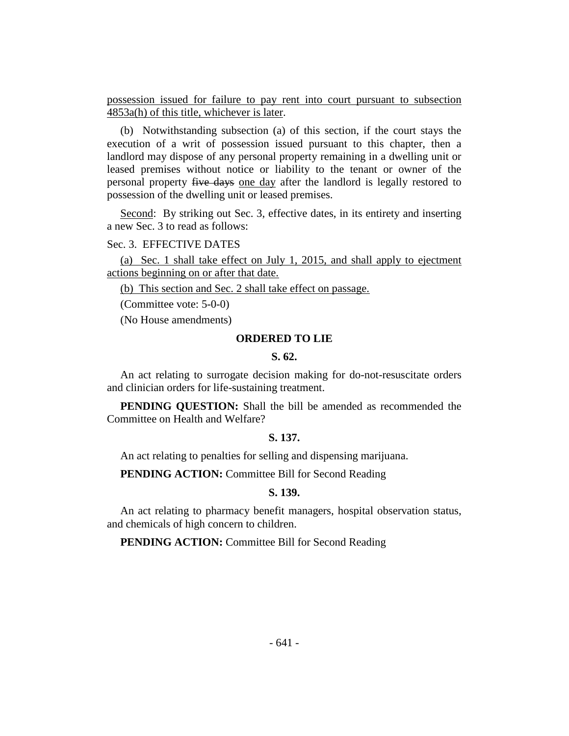<u>possession issued for failure to pay rent into court pursuant to subsection 4853a(h) of this title, whichever is later</u>.

(b) Notwithstanding subsection (a) of this section, if the court stays the execution of a writ of possession issued pursuant to this chapter, then a landlord may dispose of any personal property remaining in a dwelling unit or leased premises without notice or liability to the tenant or owner of the personal property ~~five days~~ <u>one day</u> after the landlord is legally restored to possession of the dwelling unit or leased premises.

<u>Second</u>: By striking out Sec. 3, effective dates, in its entirety and inserting a new Sec. 3 to read as follows:

Sec. 3. EFFECTIVE DATES

<u>(a) Sec. 1 shall take effect on July 1, 2015, and shall apply to ejectment actions beginning on or after that date.</u>

<u>(b) This section and Sec. 2 shall take effect on passage.</u>

(Committee vote: 5-0-0)

(No House amendments)

**ORDERED TO LIE**

**S. 62.**

An act relating to surrogate decision making for do-not-resuscitate orders and clinician orders for life-sustaining treatment.

**PENDING QUESTION:** Shall the bill be amended as recommended the Committee on Health and Welfare?

**S. 137.**

An act relating to penalties for selling and dispensing marijuana.

**PENDING ACTION:** Committee Bill for Second Reading

**S. 139.**

An act relating to pharmacy benefit managers, hospital observation status, and chemicals of high concern to children.

**PENDING ACTION:** Committee Bill for Second Reading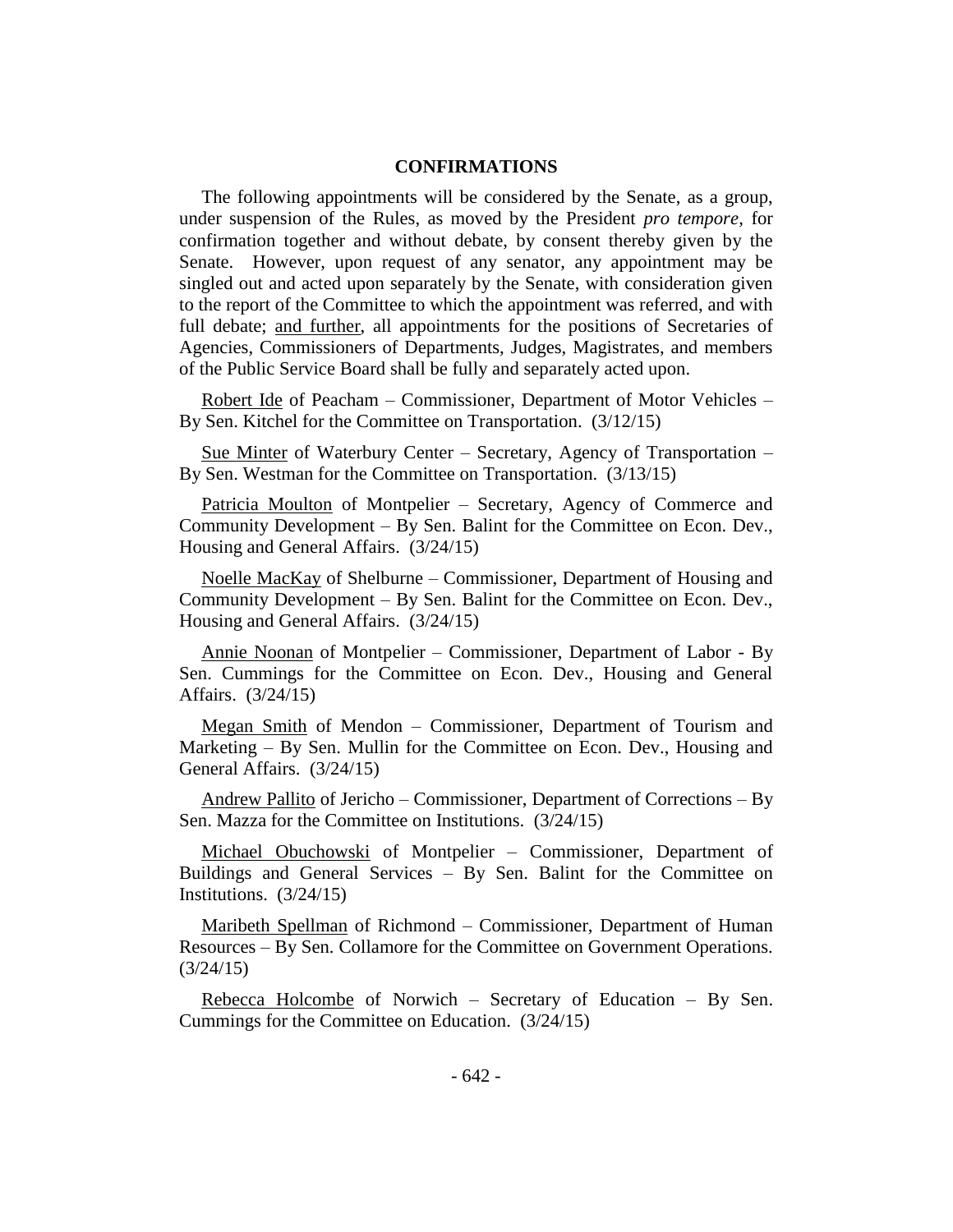## CONFIRMATIONS

The following appointments will be considered by the Senate, as a group, under suspension of the Rules, as moved by the President *pro tempore,* for confirmation together and without debate, by consent thereby given by the Senate. However, upon request of any senator, any appointment may be singled out and acted upon separately by the Senate, with consideration given to the report of the Committee to which the appointment was referred, and with full debate; and further, all appointments for the positions of Secretaries of Agencies, Commissioners of Departments, Judges, Magistrates, and members of the Public Service Board shall be fully and separately acted upon.

Robert Ide of Peacham – Commissioner, Department of Motor Vehicles – By Sen. Kitchel for the Committee on Transportation. (3/12/15)

Sue Minter of Waterbury Center – Secretary, Agency of Transportation – By Sen. Westman for the Committee on Transportation. (3/13/15)

Patricia Moulton of Montpelier – Secretary, Agency of Commerce and Community Development – By Sen. Balint for the Committee on Econ. Dev., Housing and General Affairs. (3/24/15)

Noelle MacKay of Shelburne – Commissioner, Department of Housing and Community Development – By Sen. Balint for the Committee on Econ. Dev., Housing and General Affairs. (3/24/15)

Annie Noonan of Montpelier – Commissioner, Department of Labor - By Sen. Cummings for the Committee on Econ. Dev., Housing and General Affairs. (3/24/15)

Megan Smith of Mendon – Commissioner, Department of Tourism and Marketing – By Sen. Mullin for the Committee on Econ. Dev., Housing and General Affairs. (3/24/15)

Andrew Pallito of Jericho – Commissioner, Department of Corrections – By Sen. Mazza for the Committee on Institutions. (3/24/15)

Michael Obuchowski of Montpelier – Commissioner, Department of Buildings and General Services – By Sen. Balint for the Committee on Institutions. (3/24/15)

Maribeth Spellman of Richmond – Commissioner, Department of Human Resources – By Sen. Collamore for the Committee on Government Operations. (3/24/15)

Rebecca Holcombe of Norwich – Secretary of Education – By Sen. Cummings for the Committee on Education. (3/24/15)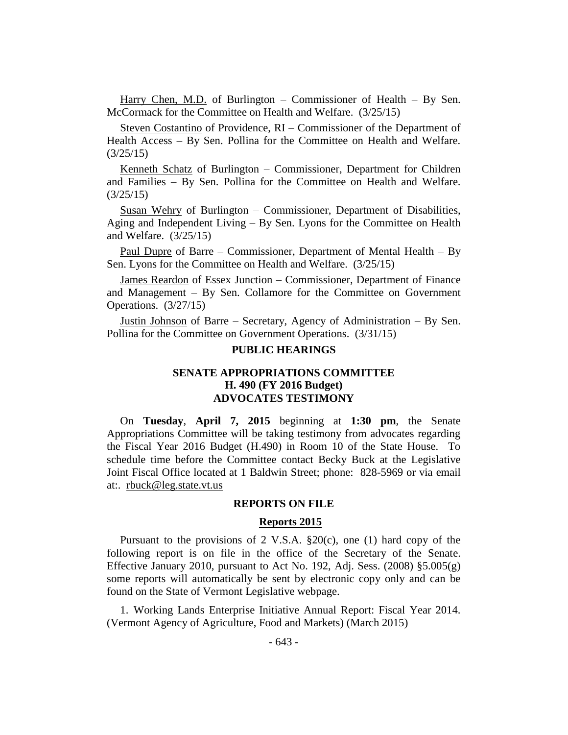Harry Chen, M.D. of Burlington – Commissioner of Health – By Sen. McCormack for the Committee on Health and Welfare. (3/25/15)

Steven Costantino of Providence, RI – Commissioner of the Department of Health Access – By Sen. Pollina for the Committee on Health and Welfare. (3/25/15)

Kenneth Schatz of Burlington – Commissioner, Department for Children and Families – By Sen. Pollina for the Committee on Health and Welfare. (3/25/15)

Susan Wehry of Burlington – Commissioner, Department of Disabilities, Aging and Independent Living – By Sen. Lyons for the Committee on Health and Welfare. (3/25/15)

Paul Dupre of Barre – Commissioner, Department of Mental Health – By Sen. Lyons for the Committee on Health and Welfare. (3/25/15)

James Reardon of Essex Junction – Commissioner, Department of Finance and Management – By Sen. Collamore for the Committee on Government Operations. (3/27/15)

Justin Johnson of Barre – Secretary, Agency of Administration – By Sen. Pollina for the Committee on Government Operations. (3/31/15)

## PUBLIC HEARINGS

### SENATE APPROPRIATIONS COMMITTEE
### H. 490 (FY 2016 Budget)
### ADVOCATES TESTIMONY

On **Tuesday**, **April 7, 2015** beginning at **1:30 pm**, the Senate Appropriations Committee will be taking testimony from advocates regarding the Fiscal Year 2016 Budget (H.490) in Room 10 of the State House. To schedule time before the Committee contact Becky Buck at the Legislative Joint Fiscal Office located at 1 Baldwin Street; phone: 828-5969 or via email at:. rbuck@leg.state.vt.us

## REPORTS ON FILE

### Reports 2015

Pursuant to the provisions of 2 V.S.A. §20(c), one (1) hard copy of the following report is on file in the office of the Secretary of the Senate. Effective January 2010, pursuant to Act No. 192, Adj. Sess. (2008) §5.005(g) some reports will automatically be sent by electronic copy only and can be found on the State of Vermont Legislative webpage.

1. Working Lands Enterprise Initiative Annual Report: Fiscal Year 2014. (Vermont Agency of Agriculture, Food and Markets) (March 2015)